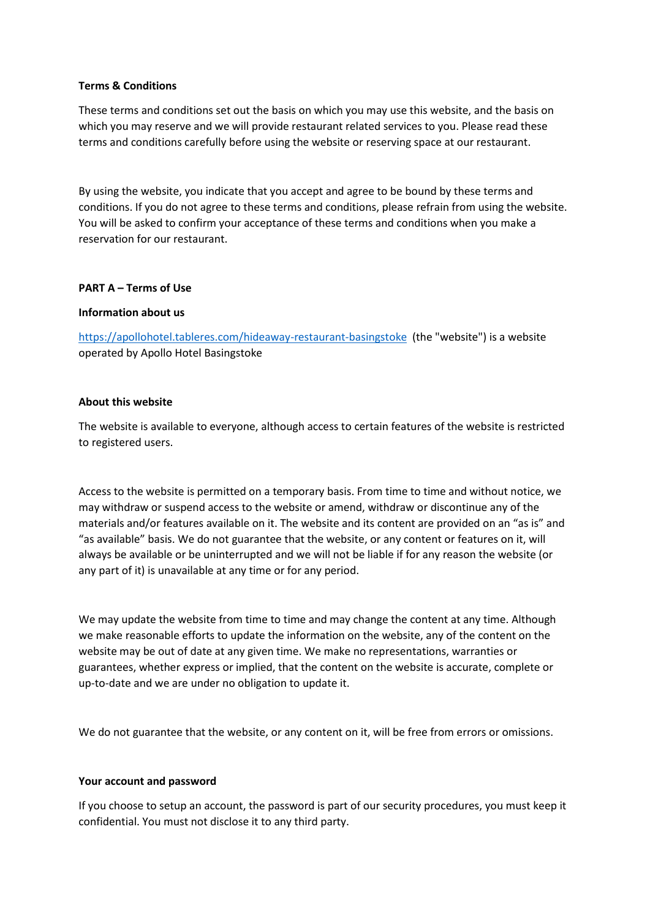**Terms & Conditions**

These terms and conditions set out the basis on which you may use this website, and the basis on which you may reserve and we will provide restaurant related services to you. Please read these terms and conditions carefully before using the website or reserving space at our restaurant.

By using the website, you indicate that you accept and agree to be bound by these terms and conditions. If you do not agree to these terms and conditions, please refrain from using the website. You will be asked to confirm your acceptance of these terms and conditions when you make a reservation for our restaurant.

**PART A – Terms of Use**

**Information about us**

https://apollohotel.tableres.com/hideaway-restaurant-basingstoke (the "website") is a website operated by Apollo Hotel Basingstoke

**About this website**

The website is available to everyone, although access to certain features of the website is restricted to registered users.

Access to the website is permitted on a temporary basis. From time to time and without notice, we may withdraw or suspend access to the website or amend, withdraw or discontinue any of the materials and/or features available on it. The website and its content are provided on an "as is" and "as available" basis. We do not guarantee that the website, or any content or features on it, will always be available or be uninterrupted and we will not be liable if for any reason the website (or any part of it) is unavailable at any time or for any period.

We may update the website from time to time and may change the content at any time. Although we make reasonable efforts to update the information on the website, any of the content on the website may be out of date at any given time. We make no representations, warranties or guarantees, whether express or implied, that the content on the website is accurate, complete or up-to-date and we are under no obligation to update it.

We do not guarantee that the website, or any content on it, will be free from errors or omissions.

**Your account and password**

If you choose to setup an account, the password is part of our security procedures, you must keep it confidential. You must not disclose it to any third party.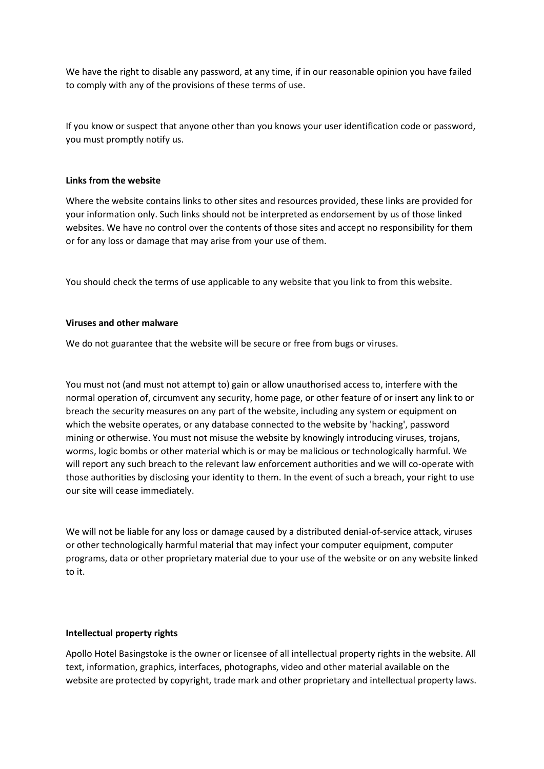We have the right to disable any password, at any time, if in our reasonable opinion you have failed to comply with any of the provisions of these terms of use.

If you know or suspect that anyone other than you knows your user identification code or password, you must promptly notify us.

**Links from the website**

Where the website contains links to other sites and resources provided, these links are provided for your information only. Such links should not be interpreted as endorsement by us of those linked websites. We have no control over the contents of those sites and accept no responsibility for them or for any loss or damage that may arise from your use of them.

You should check the terms of use applicable to any website that you link to from this website.

**Viruses and other malware**

We do not guarantee that the website will be secure or free from bugs or viruses.

You must not (and must not attempt to) gain or allow unauthorised access to, interfere with the normal operation of, circumvent any security, home page, or other feature of or insert any link to or breach the security measures on any part of the website, including any system or equipment on which the website operates, or any database connected to the website by 'hacking', password mining or otherwise. You must not misuse the website by knowingly introducing viruses, trojans, worms, logic bombs or other material which is or may be malicious or technologically harmful. We will report any such breach to the relevant law enforcement authorities and we will co-operate with those authorities by disclosing your identity to them. In the event of such a breach, your right to use our site will cease immediately.

We will not be liable for any loss or damage caused by a distributed denial-of-service attack, viruses or other technologically harmful material that may infect your computer equipment, computer programs, data or other proprietary material due to your use of the website or on any website linked to it.

**Intellectual property rights**

Apollo Hotel Basingstoke is the owner or licensee of all intellectual property rights in the website. All text, information, graphics, interfaces, photographs, video and other material available on the website are protected by copyright, trade mark and other proprietary and intellectual property laws.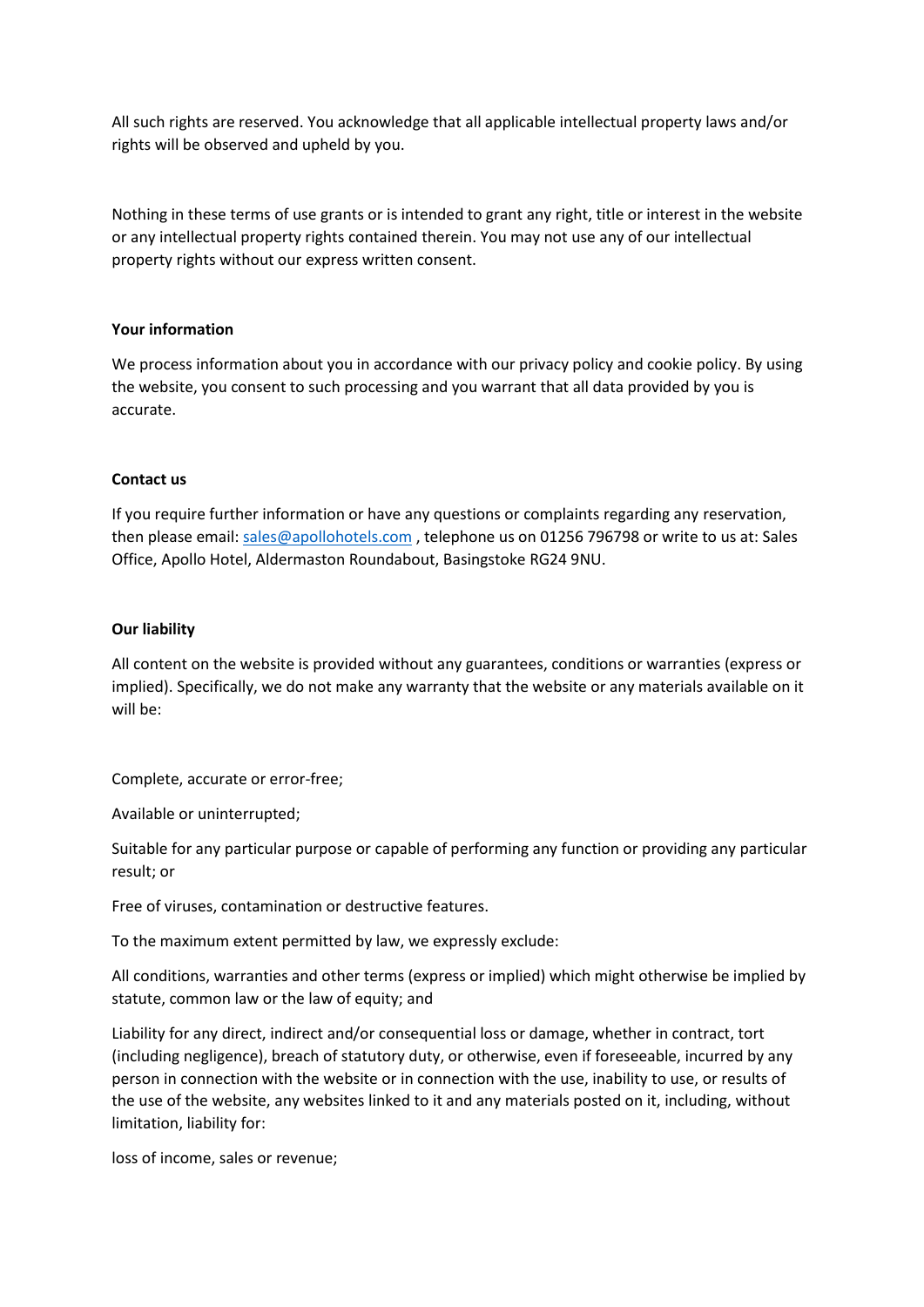All such rights are reserved. You acknowledge that all applicable intellectual property laws and/or rights will be observed and upheld by you.

Nothing in these terms of use grants or is intended to grant any right, title or interest in the website or any intellectual property rights contained therein. You may not use any of our intellectual property rights without our express written consent.

**Your information**

We process information about you in accordance with our privacy policy and cookie policy. By using the website, you consent to such processing and you warrant that all data provided by you is accurate.

**Contact us**

If you require further information or have any questions or complaints regarding any reservation, then please email: [sales@apollohotels.com](mailto:sales@apollohotels.com) , telephone us on 01256 796798 or write to us at: Sales Office, Apollo Hotel, Aldermaston Roundabout, Basingstoke RG24 9NU.

**Our liability**

All content on the website is provided without any guarantees, conditions or warranties (express or implied). Specifically, we do not make any warranty that the website or any materials available on it will be:

Complete, accurate or error-free;

Available or uninterrupted;

Suitable for any particular purpose or capable of performing any function or providing any particular result; or

Free of viruses, contamination or destructive features.

To the maximum extent permitted by law, we expressly exclude:

All conditions, warranties and other terms (express or implied) which might otherwise be implied by statute, common law or the law of equity; and

Liability for any direct, indirect and/or consequential loss or damage, whether in contract, tort (including negligence), breach of statutory duty, or otherwise, even if foreseeable, incurred by any person in connection with the website or in connection with the use, inability to use, or results of the use of the website, any websites linked to it and any materials posted on it, including, without limitation, liability for:

loss of income, sales or revenue;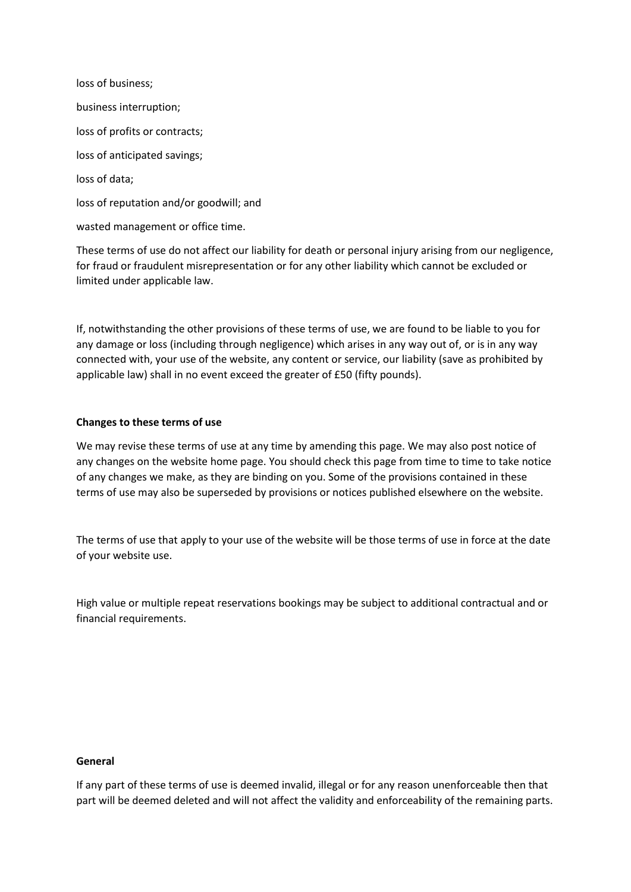loss of business;

business interruption;

loss of profits or contracts;

loss of anticipated savings;

loss of data;

loss of reputation and/or goodwill; and

wasted management or office time.

These terms of use do not affect our liability for death or personal injury arising from our negligence, for fraud or fraudulent misrepresentation or for any other liability which cannot be excluded or limited under applicable law.

If, notwithstanding the other provisions of these terms of use, we are found to be liable to you for any damage or loss (including through negligence) which arises in any way out of, or is in any way connected with, your use of the website, any content or service, our liability (save as prohibited by applicable law) shall in no event exceed the greater of £50 (fifty pounds).

**Changes to these terms of use**

We may revise these terms of use at any time by amending this page. We may also post notice of any changes on the website home page. You should check this page from time to time to take notice of any changes we make, as they are binding on you. Some of the provisions contained in these terms of use may also be superseded by provisions or notices published elsewhere on the website.

The terms of use that apply to your use of the website will be those terms of use in force at the date of your website use.

High value or multiple repeat reservations bookings may be subject to additional contractual and or financial requirements.

**General**

If any part of these terms of use is deemed invalid, illegal or for any reason unenforceable then that part will be deemed deleted and will not affect the validity and enforceability of the remaining parts.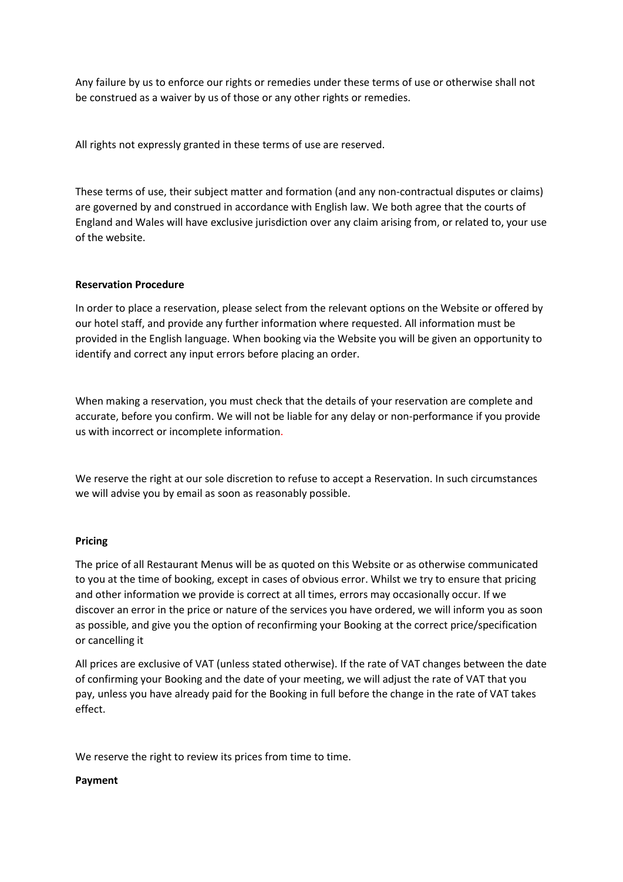Any failure by us to enforce our rights or remedies under these terms of use or otherwise shall not be construed as a waiver by us of those or any other rights or remedies.

All rights not expressly granted in these terms of use are reserved.

These terms of use, their subject matter and formation (and any non-contractual disputes or claims) are governed by and construed in accordance with English law. We both agree that the courts of England and Wales will have exclusive jurisdiction over any claim arising from, or related to, your use of the website.

**Reservation Procedure**

In order to place a reservation, please select from the relevant options on the Website or offered by our hotel staff, and provide any further information where requested. All information must be provided in the English language. When booking via the Website you will be given an opportunity to identify and correct any input errors before placing an order.

When making a reservation, you must check that the details of your reservation are complete and accurate, before you confirm. We will not be liable for any delay or non-performance if you provide us with incorrect or incomplete information.

We reserve the right at our sole discretion to refuse to accept a Reservation. In such circumstances we will advise you by email as soon as reasonably possible.

**Pricing**

The price of all Restaurant Menus will be as quoted on this Website or as otherwise communicated to you at the time of booking, except in cases of obvious error. Whilst we try to ensure that pricing and other information we provide is correct at all times, errors may occasionally occur. If we discover an error in the price or nature of the services you have ordered, we will inform you as soon as possible, and give you the option of reconfirming your Booking at the correct price/specification or cancelling it

All prices are exclusive of VAT (unless stated otherwise). If the rate of VAT changes between the date of confirming your Booking and the date of your meeting, we will adjust the rate of VAT that you pay, unless you have already paid for the Booking in full before the change in the rate of VAT takes effect.

We reserve the right to review its prices from time to time.

**Payment**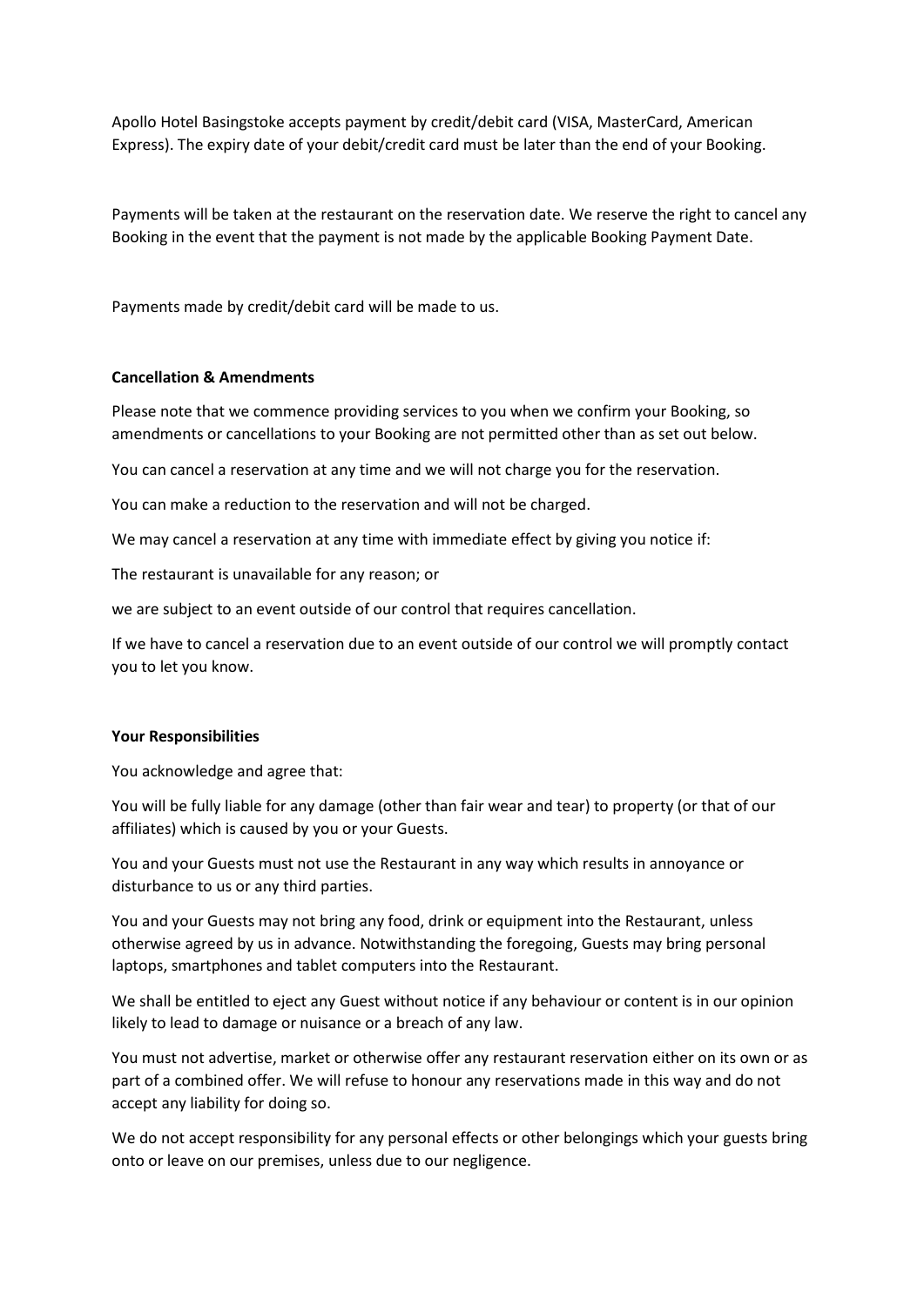Apollo Hotel Basingstoke accepts payment by credit/debit card (VISA, MasterCard, American Express). The expiry date of your debit/credit card must be later than the end of your Booking.

Payments will be taken at the restaurant on the reservation date. We reserve the right to cancel any Booking in the event that the payment is not made by the applicable Booking Payment Date.

Payments made by credit/debit card will be made to us.

**Cancellation & Amendments**

Please note that we commence providing services to you when we confirm your Booking, so amendments or cancellations to your Booking are not permitted other than as set out below.

You can cancel a reservation at any time and we will not charge you for the reservation.

You can make a reduction to the reservation and will not be charged.

We may cancel a reservation at any time with immediate effect by giving you notice if:

The restaurant is unavailable for any reason; or

we are subject to an event outside of our control that requires cancellation.

If we have to cancel a reservation due to an event outside of our control we will promptly contact you to let you know.

**Your Responsibilities**

You acknowledge and agree that:

You will be fully liable for any damage (other than fair wear and tear) to property (or that of our affiliates) which is caused by you or your Guests.

You and your Guests must not use the Restaurant in any way which results in annoyance or disturbance to us or any third parties.

You and your Guests may not bring any food, drink or equipment into the Restaurant, unless otherwise agreed by us in advance. Notwithstanding the foregoing, Guests may bring personal laptops, smartphones and tablet computers into the Restaurant.

We shall be entitled to eject any Guest without notice if any behaviour or content is in our opinion likely to lead to damage or nuisance or a breach of any law.

You must not advertise, market or otherwise offer any restaurant reservation either on its own or as part of a combined offer. We will refuse to honour any reservations made in this way and do not accept any liability for doing so.

We do not accept responsibility for any personal effects or other belongings which your guests bring onto or leave on our premises, unless due to our negligence.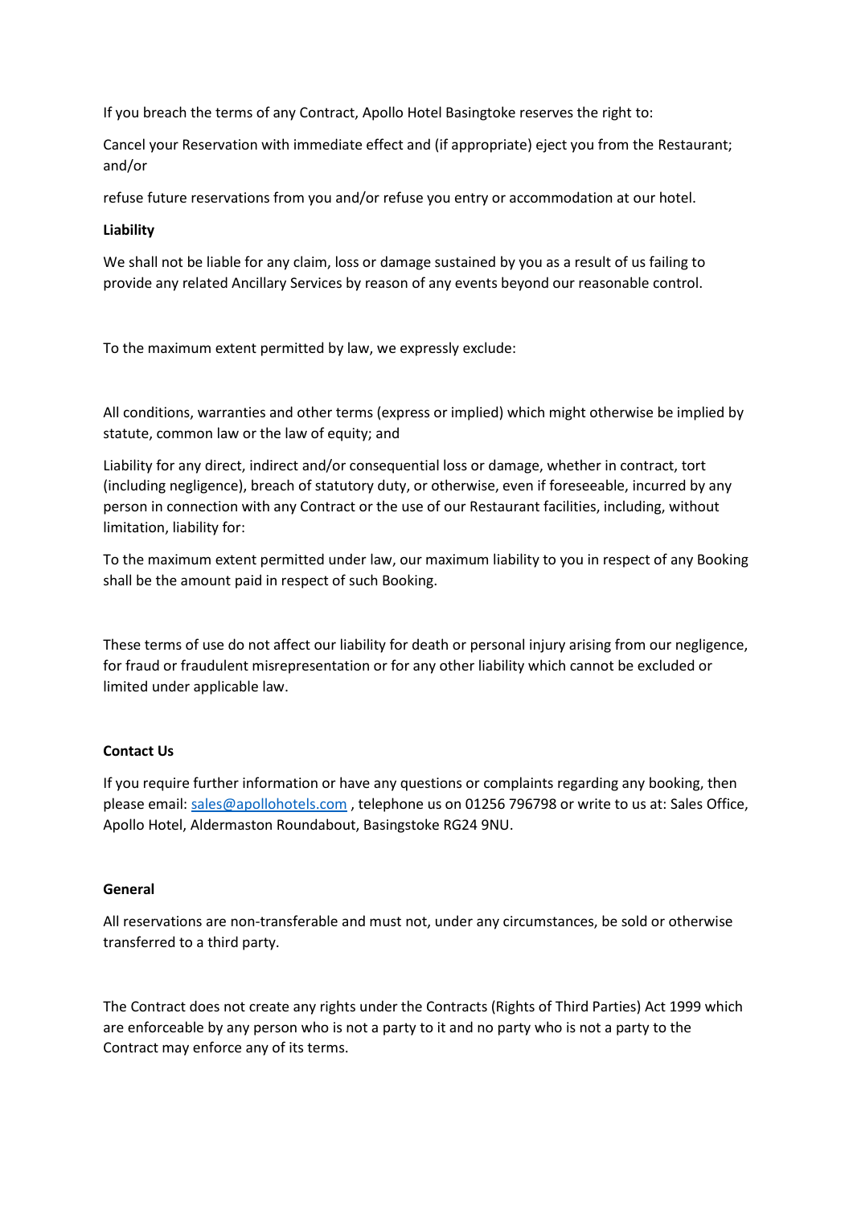If you breach the terms of any Contract, Apollo Hotel Basingtoke reserves the right to:

Cancel your Reservation with immediate effect and (if appropriate) eject you from the Restaurant; and/or

refuse future reservations from you and/or refuse you entry or accommodation at our hotel.

**Liability**

We shall not be liable for any claim, loss or damage sustained by you as a result of us failing to provide any related Ancillary Services by reason of any events beyond our reasonable control.

To the maximum extent permitted by law, we expressly exclude:

All conditions, warranties and other terms (express or implied) which might otherwise be implied by statute, common law or the law of equity; and

Liability for any direct, indirect and/or consequential loss or damage, whether in contract, tort (including negligence), breach of statutory duty, or otherwise, even if foreseeable, incurred by any person in connection with any Contract or the use of our Restaurant facilities, including, without limitation, liability for:

To the maximum extent permitted under law, our maximum liability to you in respect of any Booking shall be the amount paid in respect of such Booking.

These terms of use do not affect our liability for death or personal injury arising from our negligence, for fraud or fraudulent misrepresentation or for any other liability which cannot be excluded or limited under applicable law.

**Contact Us**

If you require further information or have any questions or complaints regarding any booking, then please email: [sales@apollohotels.com](mailto:sales@apollohotels.com) , telephone us on 01256 796798 or write to us at: Sales Office, Apollo Hotel, Aldermaston Roundabout, Basingstoke RG24 9NU.

**General**

All reservations are non-transferable and must not, under any circumstances, be sold or otherwise transferred to a third party.

The Contract does not create any rights under the Contracts (Rights of Third Parties) Act 1999 which are enforceable by any person who is not a party to it and no party who is not a party to the Contract may enforce any of its terms.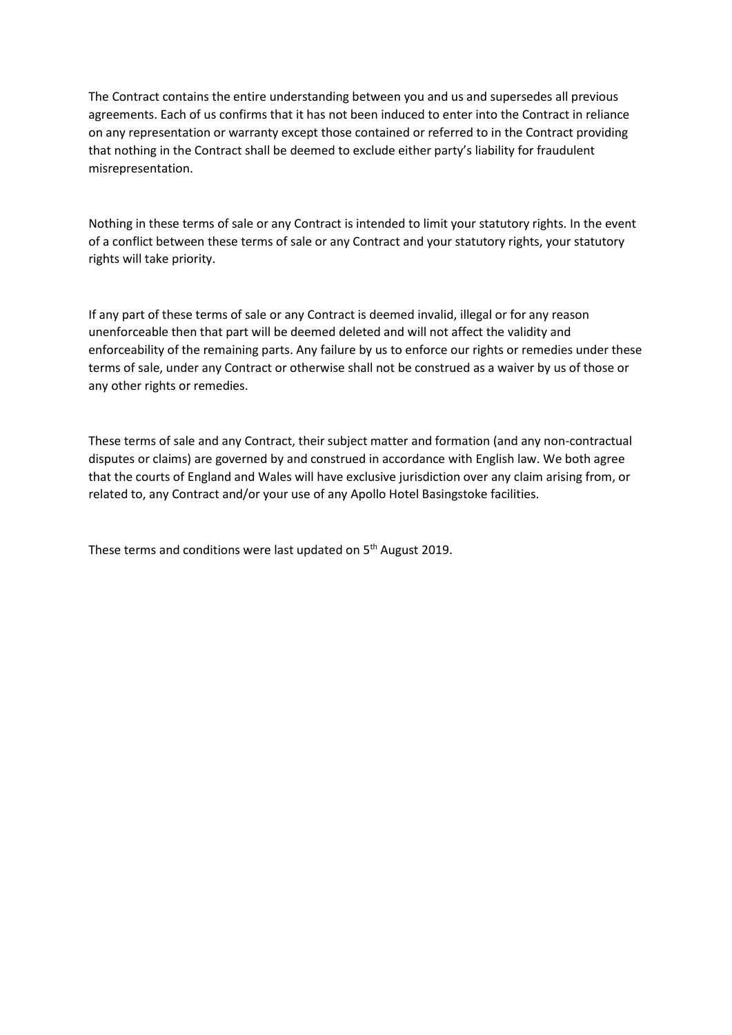The Contract contains the entire understanding between you and us and supersedes all previous agreements. Each of us confirms that it has not been induced to enter into the Contract in reliance on any representation or warranty except those contained or referred to in the Contract providing that nothing in the Contract shall be deemed to exclude either party's liability for fraudulent misrepresentation.

Nothing in these terms of sale or any Contract is intended to limit your statutory rights. In the event of a conflict between these terms of sale or any Contract and your statutory rights, your statutory rights will take priority.

If any part of these terms of sale or any Contract is deemed invalid, illegal or for any reason unenforceable then that part will be deemed deleted and will not affect the validity and enforceability of the remaining parts. Any failure by us to enforce our rights or remedies under these terms of sale, under any Contract or otherwise shall not be construed as a waiver by us of those or any other rights or remedies.

These terms of sale and any Contract, their subject matter and formation (and any non-contractual disputes or claims) are governed by and construed in accordance with English law. We both agree that the courts of England and Wales will have exclusive jurisdiction over any claim arising from, or related to, any Contract and/or your use of any Apollo Hotel Basingstoke facilities.

These terms and conditions were last updated on 5th August 2019.